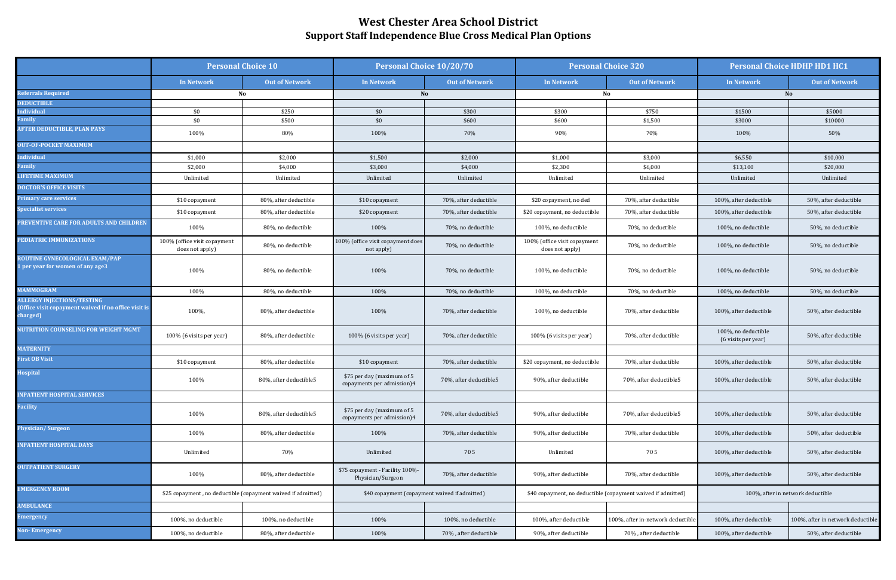# West Chester Area School District
## Support Staff Independence Blue Cross Medical Plan Options

| | Personal Choice 10 | | Personal Choice 10/20/70 | | Personal Choice 320 | | Personal Choice HDHP HD1 HC1 | |
|---|---|---|---|---|---|---|---|---|
| | In Network | Out of Network | In Network | Out of Network | In Network | Out of Network | In Network | Out of Network |
| **Referrals Required** | No | | No | | No | | No | |
| **DEDUCTIBLE** | | | | | | | | |
| **Individual** | $0 | $250 | $0 | $300 | $300 | $750 | $1500 | $5000 |
| **Family** | $0 | $500 | $0 | $600 | $600 | $1,500 | $3000 | $10000 |
| **AFTER DEDUCTIBLE, PLAN PAYS** | 100% | 80% | 100% | 70% | 90% | 70% | 100% | 50% |
| **OUT-OF-POCKET MAXIMUM** | | | | | | | | |
| **Individual** | $1,000 | $2,000 | $1,500 | $2,000 | $1,000 | $3,000 | $6,550 | $10,000 |
| **Family** | $2,000 | $4,000 | $3,000 | $4,000 | $2,300 | $6,000 | $13,100 | $20,000 |
| **LIFETIME MAXIMUM** | Unlimited | Unlimited | Unlimited | Unlimited | Unlimited | Unlimited | Unlimited | Unlimited |
| **DOCTOR'S OFFICE VISITS** | | | | | | | | |
| **Primary care services** | $10 copayment | 80%, after deductible | $10 copayment | 70%, after deductible | $20 copayment, no ded | 70%, after deductible | 100%, after deductible | 50%, after deductible |
| **Specialist services** | $10 copayment | 80%, after deductible | $20 copayment | 70%, after deductible | $20 copayment, no deductible | 70%, after deductible | 100%, after deductible | 50%, after deductible |
| **PREVENTIVE CARE FOR ADULTS AND CHILDREN** | 100% | 80%, no deductible | 100% | 70%, no deductible | 100%, no deductible | 70%, no deductible | 100%, no deductible | 50%, no deductible |
| **PEDIATRIC IMMUNIZATIONS** | 100% (office visit copayment does not apply) | 80%, no deductible | 100% (office visit copayment does not apply) | 70%, no deductible | 100% (office visit copayment does not apply) | 70%, no deductible | 100%, no deductible | 50%, no deductible |
| **ROUTINE GYNECOLOGICAL EXAM/PAP 1 per year for women of any age3** | 100% | 80%, no deductible | 100% | 70%, no deductible | 100%, no deductible | 70%, no deductible | 100%, no deductible | 50%, no deductible |
| **MAMMOGRAM** | 100% | 80%, no deductible | 100% | 70%, no deductible | 100%, no deductible | 70%, no deductible | 100%, no deductible | 50%, no deductible |
| **ALLERGY INJECTIONS/TESTING (Office visit copayment waived if no office visit is charged)** | 100%, | 80%, after deductible | 100% | 70%, after deductible | 100%, no deductible | 70%, after deductible | 100%, after deductible | 50%, after deductible |
| **NUTRITION COUNSELING FOR WEIGHT MGMT** | 100% (6 visits per year) | 80%, after deductible | 100% (6 visits per year) | 70%, after deductible | 100% (6 visits per year) | 70%, after deductible | 100%, no deductible (6 visits per year) | 50%, after deductible |
| **MATERNITY** | | | | | | | | |
| **First OB Visit** | $10 copayment | 80%, after deductible | $10 copayment | 70%, after deductible | $20 copayment, no deductible | 70%, after deductible | 100%, after deductible | 50%, after deductible |
| **Hospital** | 100% | 80%, after deductible5 | $75 per day (maximum of 5 copayments per admission)4 | 70%, after deductible5 | 90%, after deductible | 70%, after deductible5 | 100%, after deductible | 50%, after deductible |
| **INPATIENT HOSPITAL SERVICES** | | | | | | | | |
| **Facility** | 100% | 80%, after deductible5 | $75 per day (maximum of 5 copayments per admission)4 | 70%, after deductible5 | 90%, after deductible | 70%, after deductible5 | 100%, after deductible | 50%, after deductible |
| **Physician/ Surgeon** | 100% | 80%, after deductible | 100% | 70%, after deductible | 90%, after deductible | 70%, after deductible | 100%, after deductible | 50%, after deductible |
| **INPATIENT HOSPITAL DAYS** | Unlimited | 70% | Unlimited | 705 | Unlimited | 705 | 100%, after deductible | 50%, after deductible |
| **OUTPATIENT SURGERY** | 100% | 80%, after deductible | $75 copayment - Facility 100%- Physician/Surgeon | 70%, after deductible | 90%, after deductible | 70%, after deductible | 100%, after deductible | 50%, after deductible |
| **EMERGENCY ROOM** | $25 copayment , no deductible (copayment waived if admitted) | | $40 copayment (copayment waived if admitted) | | $40 copayment, no deductible (copayment waived if admitted) | | 100%, after in network deductible | |
| **AMBULANCE** | | | | | | | | |
| **Emergency** | 100%, no deductible | 100%, no deductible | 100% | 100%, no deductible | 100%, after deductible | 100%, after in-network deductible | 100%, after deductible | 100%, after in network deductible |
| **Non- Emergency** | 100%, no deductible | 80%, after deductible | 100% | 70% , after deductible | 90%, after deductible | 70% , after deductible | 100%, after deductible | 50%, after deductible |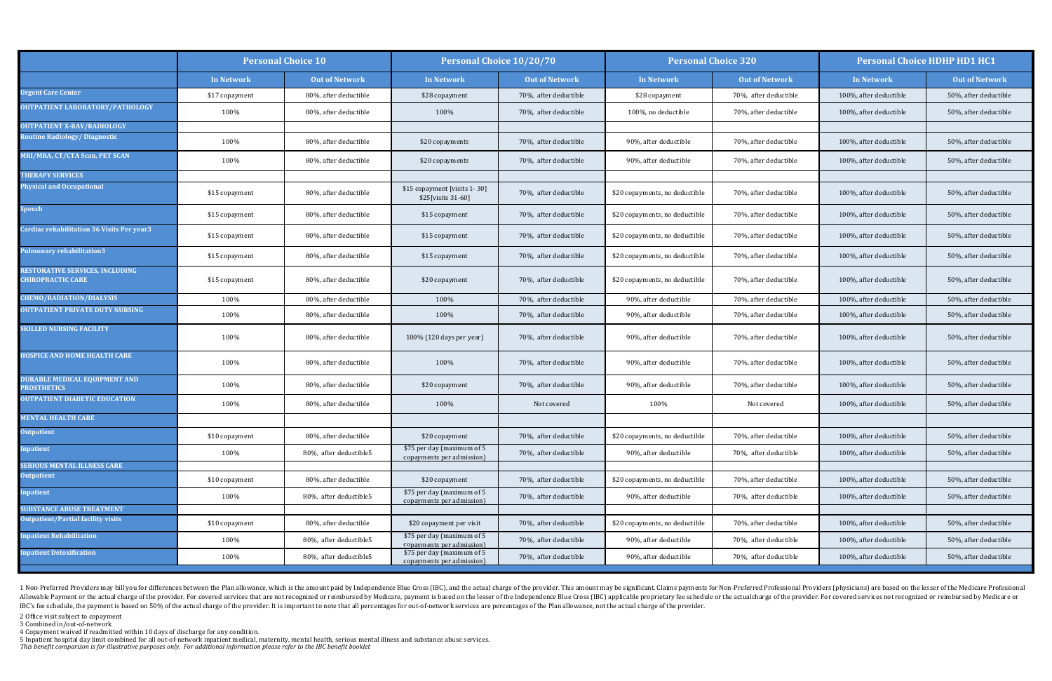| | Personal Choice 10 | | Personal Choice 10/20/70 | | Personal Choice 320 | | Personal Choice HDHP HD1 HC1 | |
|---|---|---|---|---|---|---|---|---|
| | In Network | Out of Network | In Network | Out of Network | In Network | Out of Network | In Network | Out of Network |
| Urgent Care Center | $17 copayment | 80%, after deductible | $28 copayment | 70%, after deductible | $28 copayment | 70%, after deductible | 100%, after deductible | 50%, after deductible |
| OUTPATIENT LABORATORY/PATHOLOGY | 100% | 80%, after deductible | 100% | 70%, after deductible | 100%, no deductible | 70%, after deductible | 100%, after deductible | 50%, after deductible |
| OUTPATIENT X-RAY/RADIOLOGY | | | | | | | | |
| Routine Radiology/ Diagnostic | 100% | 80%, after deductible | $20 copayments | 70%, after deductible | 90%, after deductible | 70%, after deductible | 100%, after deductible | 50%, after deductible |
| MRI/MRA, CT/CTA Scan, PET SCAN | 100% | 80%, after deductible | $20 copayments | 70%, after deductible | 90%, after deductible | 70%, after deductible | 100%, after deductible | 50%, after deductible |
| THERAPY SERVICES | | | | | | | | |
| Physical and Occupational | $15 copayment | 80%, after deductible | $15 copayment [visits 1- 30] $25 [visits 31-60] | 70%, after deductible | $20 copayments, no deductible | 70%, after deductible | 100%, after deductible | 50%, after deductible |
| Speech | $15 copayment | 80%, after deductible | $15 copayment | 70%, after deductible | $20 copayments, no deductible | 70%, after deductible | 100%, after deductible | 50%, after deductible |
| Cardiac rehabilitation 36 Visits Per year3 | $15 copayment | 80%, after deductible | $15 copayment | 70%, after deductible | $20 copayments, no deductible | 70%, after deductible | 100%, after deductible | 50%, after deductible |
| Pulmonary rehabilitation3 | $15 copayment | 80%, after deductible | $15 copayment | 70%, after deductible | $20 copayments, no deductible | 70%, after deductible | 100%, after deductible | 50%, after deductible |
| RESTORATIVE SERVICES, INCLUDING CHIROPRACTIC CARE | $15 copayment | 80%, after deductible | $20 copayment | 70%, after deductible | $20 copayments, no deductible | 70%, after deductible | 100%, after deductible | 50%, after deductible |
| CHEMO/RADIATION/DIALYSIS | 100% | 80%, after deductible | 100% | 70%, after deductible | 90%, after deductible | 70%, after deductible | 100%, after deductible | 50%, after deductible |
| OUTPATIENT PRIVATE DUTY NURSING | 100% | 80%, after deductible | 100% | 70%, after deductible | 90%, after deductible | 70%, after deductible | 100%, after deductible | 50%, after deductible |
| SKILLED NURSING FACILITY | 100% | 80%, after deductible | 100% (120 days per year) | 70%, after deductible | 90%, after deductible | 70%, after deductible | 100%, after deductible | 50%, after deductible |
| HOSPICE AND HOME HEALTH CARE | 100% | 80%, after deductible | 100% | 70%, after deductible | 90%, after deductible | 70%, after deductible | 100%, after deductible | 50%, after deductible |
| DURABLE MEDICAL EQUIPMENT AND PROSTHETICS | 100% | 80%, after deductible | $20 copayment | 70%, after deductible | 90%, after deductible | 70%, after deductible | 100%, after deductible | 50%, after deductible |
| OUTPATIENT DIABETIC EDUCATION | 100% | 80%, after deductible | 100% | Not covered | 100% | Not covered | 100%, after deductible | 50%, after deductible |
| MENTAL HEALTH CARE | | | | | | | | |
| Outpatient | $10 copayment | 80%, after deductible | $20 copayment | 70%, after deductible | $20 copayments, no deductible | 70%, after deductible | 100%, after deductible | 50%, after deductible |
| Inpatient | 100% | 80%, after deductible5 | $75 per day (maximum of 5 copayments per admission) | 70%, after deductible | 90%, after deductible | 70%, after deductible | 100%, after deductible | 50%, after deductible |
| SERIOUS MENTAL ILLNESS CARE | | | | | | | | |
| Outpatient | $10 copayment | 80%, after deductible | $20 copayment | 70%, after deductible | $20 copayments, no deductible | 70%, after deductible | 100%, after deductible | 50%, after deductible |
| Inpatient | 100% | 80%, after deductible5 | $75 per day (maximum of 5 copayments per admission) | 70%, after deductible | 90%, after deductible | 70%, after deductible | 100%, after deductible | 50%, after deductible |
| SUBSTANCE ABUSE TREATMENT | | | | | | | | |
| Outpatient/Partial facility visits | $10 copayment | 80%, after deductible | $20 copayment per visit | 70%, after deductible | $20 copayments, no deductible | 70%, after deductible | 100%, after deductible | 50%, after deductible |
| Inpatient Rehabilitation | 100% | 80%, after deductible5 | $75 per day (maximum of 5 copayments per admission) | 70%, after deductible | 90%, after deductible | 70%, after deductible | 100%, after deductible | 50%, after deductible |
| Inpatient Detoxification | 100% | 80%, after deductible5 | $75 per day (maximum of 5 copayments per admission) | 70%, after deductible | 90%, after deductible | 70%, after deductible | 100%, after deductible | 50%, after deductible |

1 Non-Preferred Providers may bill you for differences between the Plan allowance, which is the amount paid by Independence Blue Cross (IBC), and the actual charge of the provider. This amount may be significant. Claims payments for Non-Preferred Professional Providers (physicians) are based on the lesser of the Medicare Professional Allowable Payment or the actual charge of the provider. For covered services that are not recognized or reimbursed by Medicare, payment is based on the lesser of the Independence Blue Cross (IBC) applicable proprietary fee schedule or the actualcharge of the provider. For covered services not recognized or reimbursed by Medicare or IBC's fee schedule, the payment is based on 50% of the actual charge of the provider. It is important to note that all percentages for out-of-network services are percentages of the Plan allowance, not the actual charge of the provider.

2 Office visit subject to copayment

3 Combined in/out-of-network

4 Copayment waived if readmitted within 10 days of discharge for any condition.

5 Inpatient hospital day limit combined for all out-of-network inpatient medical, maternity, mental health, serious mental illness and substance abuse services.

*This benefit comparison is for illustrative purposes only. For additional information please refer to the IBC benefit booklet*